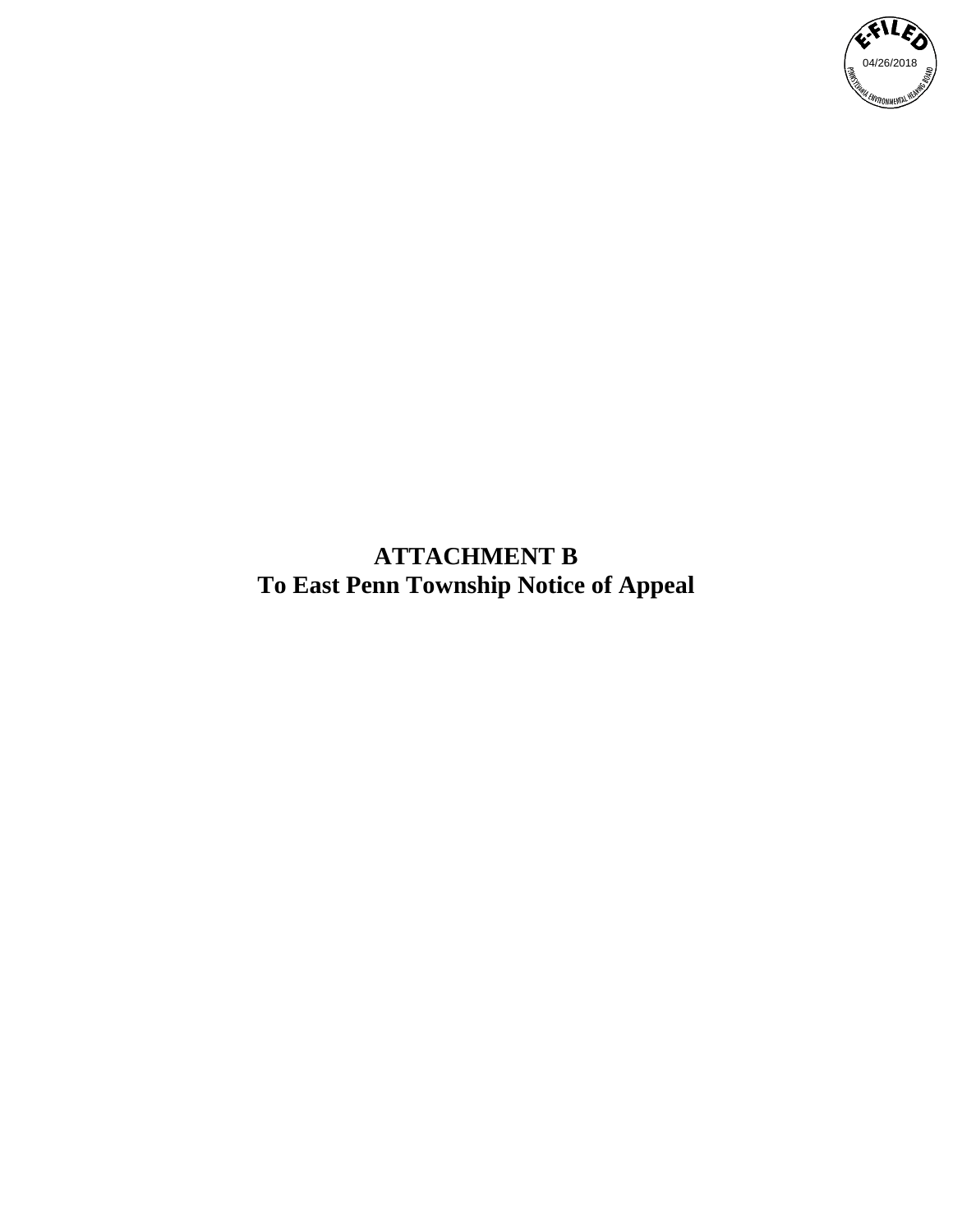**ATTACHMENT B**
**To East Penn Township Notice of Appeal**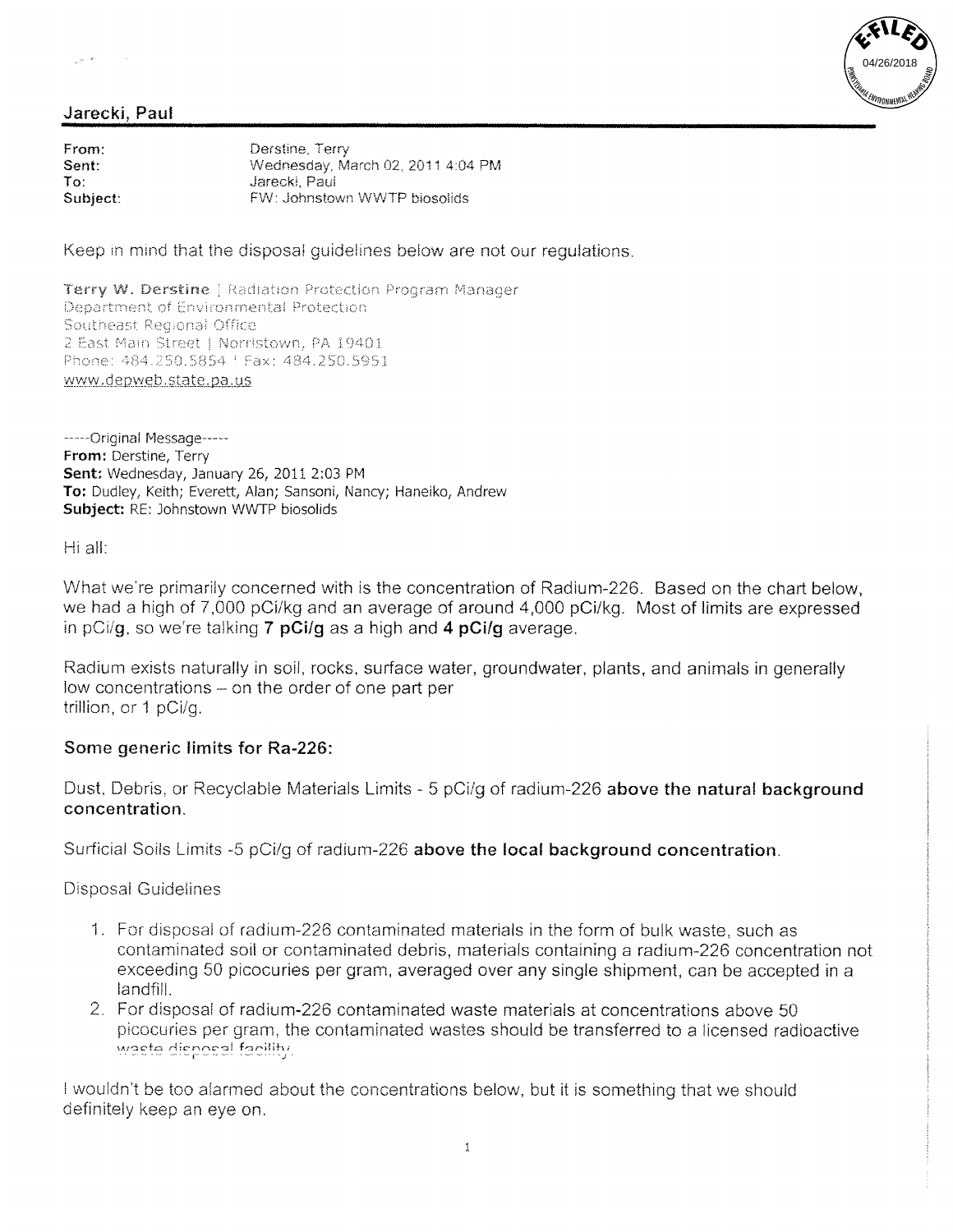**Jarecki, Paul**

| | |
|---|---|
| **From:** | Derstine, Terry |
| **Sent:** | Wednesday, March 02, 2011 4:04 PM |
| **To:** | Jarecki, Paul |
| **Subject:** | FW: Johnstown WWTP biosolids |

Keep in mind that the disposal guidelines below are not our regulations.

**Terry W. Derstine** | Radiation Protection Program Manager
Department of Environmental Protection
Southeast Regional Office
2 East Main Street | Norristown, PA 19401
Phone: 484.250.5854 | Fax: 484.250.5951
www.depweb.state.pa.us

-----Original Message-----
**From:** Derstine, Terry
**Sent:** Wednesday, January 26, 2011 2:03 PM
**To:** Dudley, Keith; Everett, Alan; Sansoni, Nancy; Haneiko, Andrew
**Subject:** RE: Johnstown WWTP biosolids

Hi all:

What we're primarily concerned with is the concentration of Radium-226. Based on the chart below, we had a high of 7,000 pCi/kg and an average of around 4,000 pCi/kg. Most of limits are expressed in pCi/**g**, so we're talking **7 pCi/g** as a high and **4 pCi/g** average.

Radium exists naturally in soil, rocks, surface water, groundwater, plants, and animals in generally low concentrations – on the order of one part per
trillion, or 1 pCi/g.

**Some generic limits for Ra-226:**

Dust, Debris, or Recyclable Materials Limits - 5 pCi/g of radium-226 **above the natural background concentration**.

Surficial Soils Limits -5 pCi/g of radium-226 **above the local background concentration**.

Disposal Guidelines

1. For disposal of radium-226 contaminated materials in the form of bulk waste, such as contaminated soil or contaminated debris, materials containing a radium-226 concentration not exceeding 50 picocuries per gram, averaged over any single shipment, can be accepted in a landfill.
2. For disposal of radium-226 contaminated waste materials at concentrations above 50 picocuries per gram, the contaminated wastes should be transferred to a licensed radioactive waste disposal facility.

I wouldn't be too alarmed about the concentrations below, but it is something that we should definitely keep an eye on.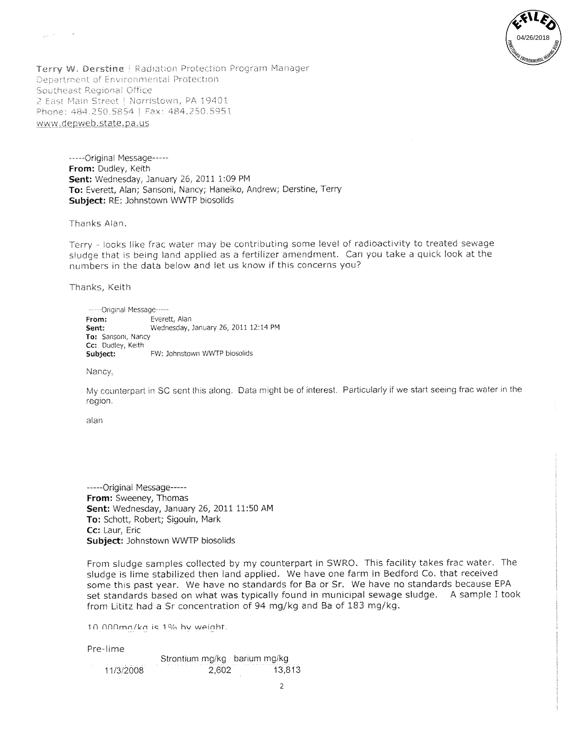**Terry W. Derstine** | Radiation Protection Program Manager
Department of Environmental Protection
Southeast Regional Office
2 East Main Street | Norristown, PA 19401
Phone: 484.250.5854 | Fax: 484.250.5951
www.depweb.state.pa.us

-----Original Message-----
**From:** Dudley, Keith
**Sent:** Wednesday, January 26, 2011 1:09 PM
**To:** Everett, Alan; Sansoni, Nancy; Haneiko, Andrew; Derstine, Terry
**Subject:** RE: Johnstown WWTP biosolids

Thanks Alan.

Terry - looks like frac water may be contributing some level of radioactivity to treated sewage sludge that is being land applied as a fertilizer amendment. Can you take a quick look at the numbers in the data below and let us know if this concerns you?

Thanks, Keith

-----Original Message-----
**From:** Everett, Alan
**Sent:** Wednesday, January 26, 2011 12:14 PM
**To:** Sansoni, Nancy
**Cc:** Dudley, Keith
**Subject:** FW: Johnstown WWTP biosolids

Nancy,

My counterpart in SC sent this along. Data might be of interest. Particularly if we start seeing frac water in the region.

alan

-----Original Message-----
**From:** Sweeney, Thomas
**Sent:** Wednesday, January 26, 2011 11:50 AM
**To:** Schott, Robert; Sigouin, Mark
**Cc:** Laur, Eric
**Subject:** Johnstown WWTP biosolids

From sludge samples collected by my counterpart in SWRO. This facility takes frac water. The sludge is lime stabilized then land applied. We have one farm in Bedford Co. that received some this past year. We have no standards for Ba or Sr. We have no standards because EPA set standards based on what was typically found in municipal sewage sludge. A sample I took from Lititz had a Sr concentration of 94 mg/kg and Ba of 183 mg/kg.

10,000mg/kg is 1% by weight.

Pre-lime

| | Strontium mg/kg | barium mg/kg |
|---|---|---|
| 11/3/2008 | 2,602 | 13,813 |